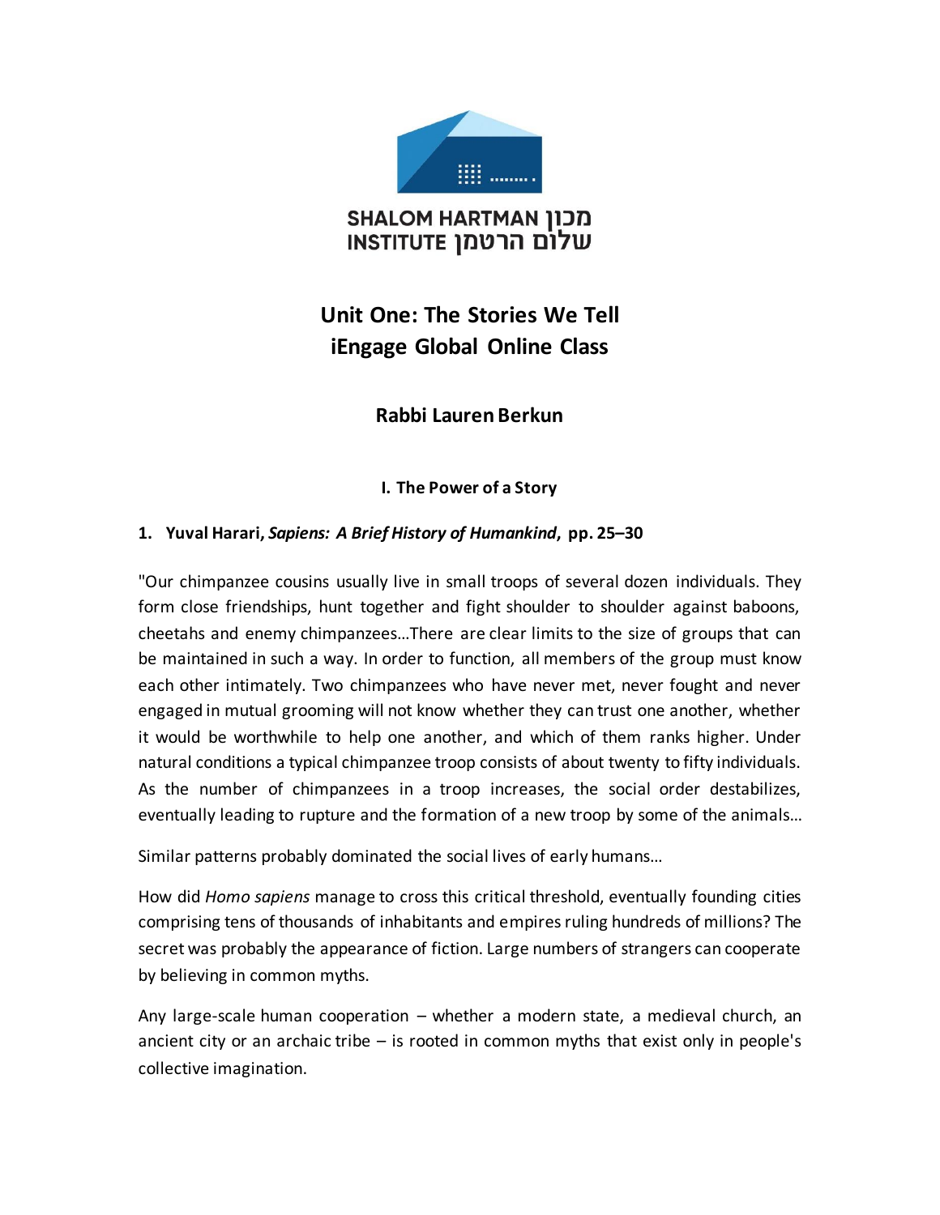SHALOM HARTMAN מכון
INSTITUTE שלום הרטמן

# Unit One: The Stories We Tell
# iEngage Global Online Class

## Rabbi Lauren Berkun

### I. The Power of a Story

**1. Yuval Harari, *Sapiens: A Brief History of Humankind*, pp. 25–30**

"Our chimpanzee cousins usually live in small troops of several dozen individuals. They form close friendships, hunt together and fight shoulder to shoulder against baboons, cheetahs and enemy chimpanzees…There are clear limits to the size of groups that can be maintained in such a way. In order to function, all members of the group must know each other intimately. Two chimpanzees who have never met, never fought and never engaged in mutual grooming will not know whether they can trust one another, whether it would be worthwhile to help one another, and which of them ranks higher. Under natural conditions a typical chimpanzee troop consists of about twenty to fifty individuals. As the number of chimpanzees in a troop increases, the social order destabilizes, eventually leading to rupture and the formation of a new troop by some of the animals…

Similar patterns probably dominated the social lives of early humans…

How did *Homo sapiens* manage to cross this critical threshold, eventually founding cities comprising tens of thousands of inhabitants and empires ruling hundreds of millions? The secret was probably the appearance of fiction. Large numbers of strangers can cooperate by believing in common myths.

Any large-scale human cooperation – whether a modern state, a medieval church, an ancient city or an archaic tribe – is rooted in common myths that exist only in people's collective imagination.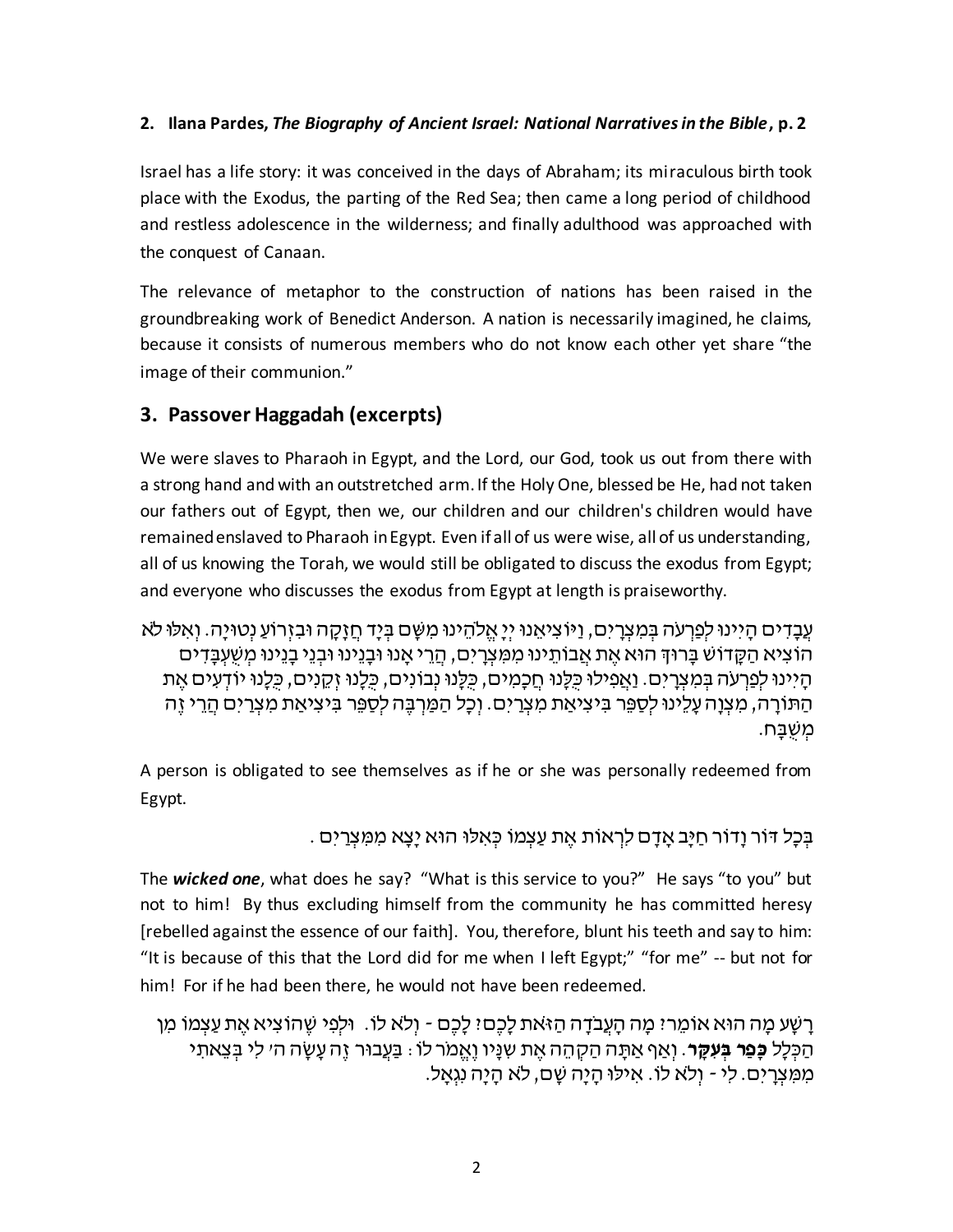**2. Ilana Pardes, *The Biography of Ancient Israel: National Narratives in the Bible*, p. 2**

Israel has a life story: it was conceived in the days of Abraham; its miraculous birth took place with the Exodus, the parting of the Red Sea; then came a long period of childhood and restless adolescence in the wilderness; and finally adulthood was approached with the conquest of Canaan.

The relevance of metaphor to the construction of nations has been raised in the groundbreaking work of Benedict Anderson. A nation is necessarily imagined, he claims, because it consists of numerous members who do not know each other yet share "the image of their communion."

## 3. Passover Haggadah (excerpts)

We were slaves to Pharaoh in Egypt, and the Lord, our God, took us out from there with a strong hand and with an outstretched arm. If the Holy One, blessed be He, had not taken our fathers out of Egypt, then we, our children and our children's children would have remained enslaved to Pharaoh in Egypt. Even if all of us were wise, all of us understanding, all of us knowing the Torah, we would still be obligated to discuss the exodus from Egypt; and everyone who discusses the exodus from Egypt at length is praiseworthy.

עֲבָדִים הָיִינוּ לְפַרְעֹה בְּמִצְרָיִם, וַיּוֹצִיאֵנוּ יְיָ אֱלֹהֵינוּ מִשָּׁם בְּיָד חֲזָקָה וּבִזְרֹעַ נְטוּיָה. וְאִלּוּ לֹא הוֹצִיא הַקָּדוֹשׁ בָּרוּךְ הוּא אֶת אֲבוֹתֵינוּ מִמִּצְרָיִם, הֲרֵי אָנוּ וּבָנֵינוּ וּבְנֵי בָנֵינוּ מְשֻׁעְבָּדִים הָיִינוּ לְפַרְעֹה בְּמִצְרָיִם. וַאֲפִילוּ כֻּלָּנוּ חֲכָמִים, כֻּלָּנוּ נְבוֹנִים, כֻּלָּנוּ זְקֵנִים, כֻּלָּנוּ יוֹדְעִים אֶת הַתּוֹרָה, מִצְוָה עָלֵינוּ לְסַפֵּר בִּיצִיאַת מִצְרַיִם. וְכָל הַמַּרְבֶּה לְסַפֵּר בִּיצִיאַת מִצְרַיִם הֲרֵי זֶה מְשֻׁבָּח.

A person is obligated to see themselves as if he or she was personally redeemed from Egypt.

בְּכָל דּוֹר וָדוֹר חַיָּב אָדָם לִרְאוֹת אֶת עַצְמוֹ כְּאִלּוּ הוּא יָצָא מִמִּצְרָיִם .

The ***wicked one***, what does he say? "What is this service to you?" He says "to you" but not to him! By thus excluding himself from the community he has committed heresy [rebelled against the essence of our faith]. You, therefore, blunt his teeth and say to him: "It is because of this that the Lord did for me when I left Egypt;" "for me" -- but not for him! For if he had been there, he would not have been redeemed.

רָשָׁע מָה הוּא אוֹמֵר? מָה הָעֲבֹדָה הַזֹּאת לָכֶם? לָכֶם - וְלֹא לוֹ. וּלְפִי שֶׁהוֹצִיא אֶת עַצְמוֹ מִן הַכְּלָל **כָּפַר בְּעִקָּר**. וְאַף אַתָּה הַקְהֵה אֶת שִׁנָּיו וֶאֱמֹר לוֹ: בַּעֲבוּר זֶה עָשָׂה ה' לִי בְּצֵאתִי מִמִּצְרָיִם. לִי - וְלֹא לוֹ. אִילּוּ הָיָה שָׁם, לֹא הָיָה נִגְאָל.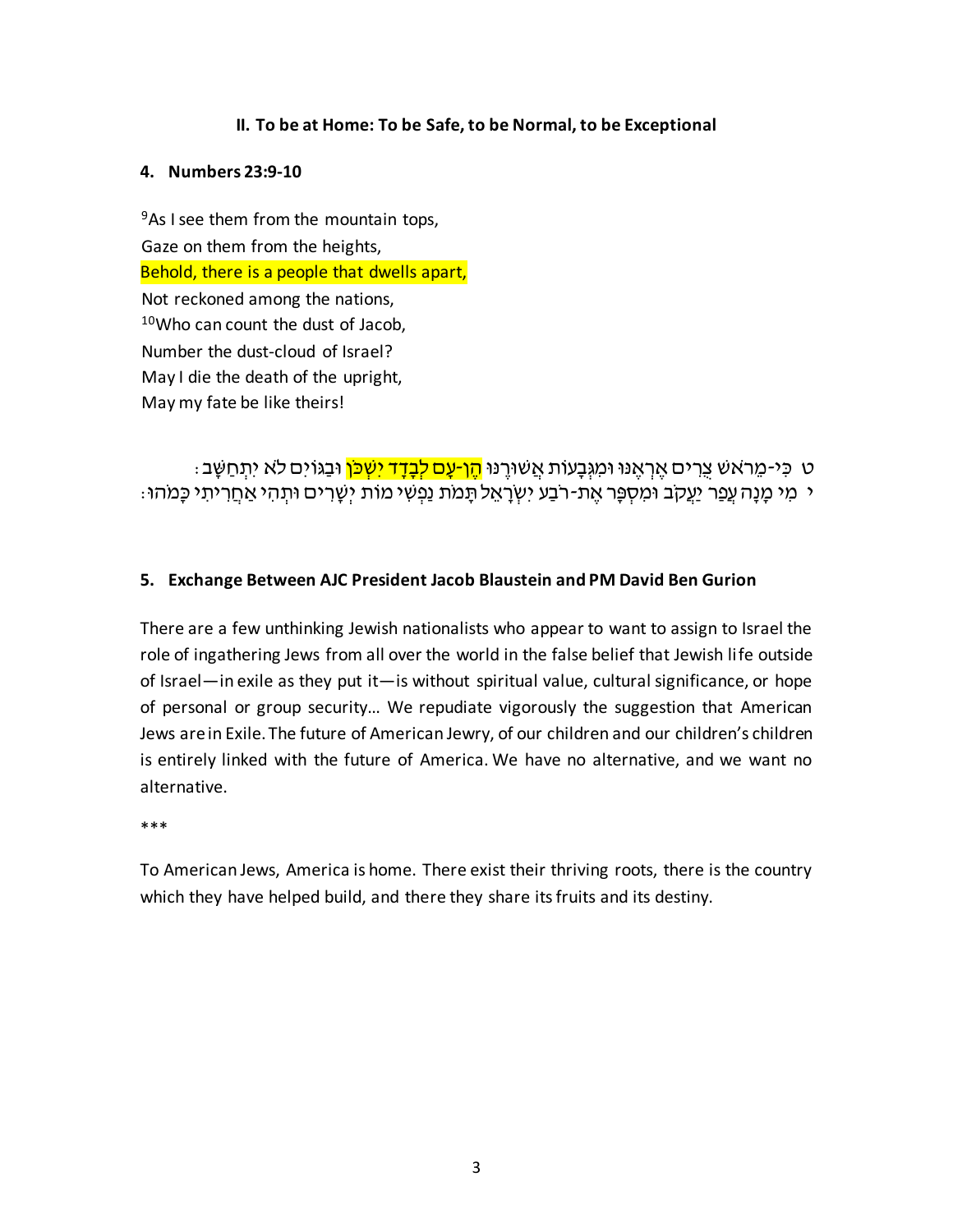### II. To be at Home: To be Safe, to be Normal, to be Exceptional

**4. Numbers 23:9-10**

[9]As I see them from the mountain tops,
Gaze on them from the heights,
Behold, there is a people that dwells apart,
Not reckoned among the nations,
[10]Who can count the dust of Jacob,
Number the dust-cloud of Israel?
May I die the death of the upright,
May my fate be like theirs!

ט כִּי-מֵרֹאשׁ צֻרִים אֶרְאֶנּוּ וּמִגְּבָעוֹת אֲשׁוּרֶנּוּ הֶן-עָם לְבָדָד יִשְׁכֹּן וּבַגּוֹיִם לֹא יִתְחַשָּׁב׃
י מִי מָנָה עֲפַר יַעֲקֹב וּמִסְפָּר אֶת-רֹבַע יִשְׂרָאֵל תָּמֹת נַפְשִׁי מוֹת יְשָׁרִים וּתְהִי אַחֲרִיתִי כָּמֹהוּ׃

**5. Exchange Between AJC President Jacob Blaustein and PM David Ben Gurion**

There are a few unthinking Jewish nationalists who appear to want to assign to Israel the role of ingathering Jews from all over the world in the false belief that Jewish life outside of Israel—in exile as they put it—is without spiritual value, cultural significance, or hope of personal or group security… We repudiate vigorously the suggestion that American Jews are in Exile. The future of American Jewry, of our children and our children's children is entirely linked with the future of America. We have no alternative, and we want no alternative.

***

To American Jews, America is home. There exist their thriving roots, there is the country which they have helped build, and there they share its fruits and its destiny.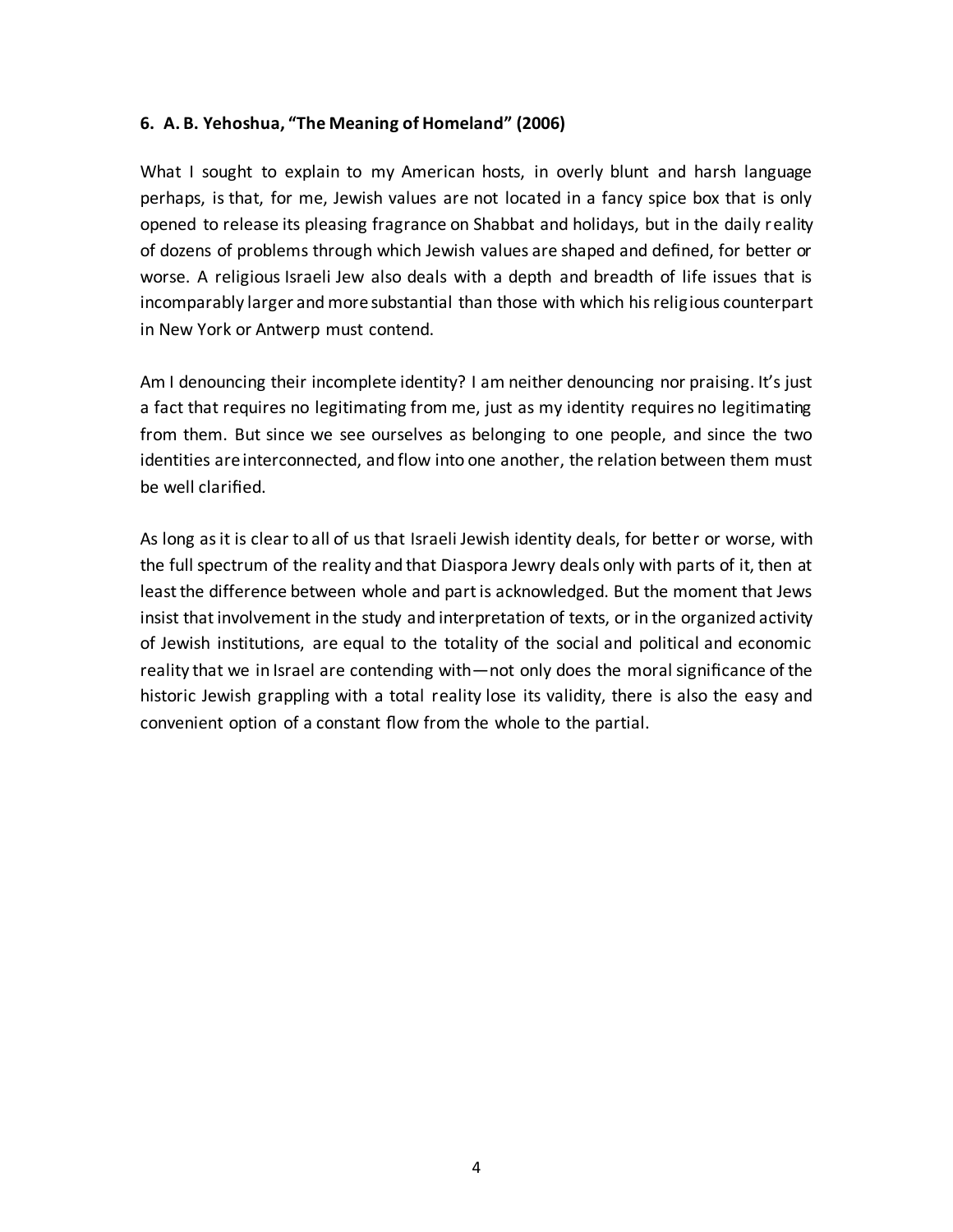**6. A. B. Yehoshua, "The Meaning of Homeland" (2006)**

What I sought to explain to my American hosts, in overly blunt and harsh language perhaps, is that, for me, Jewish values are not located in a fancy spice box that is only opened to release its pleasing fragrance on Shabbat and holidays, but in the daily reality of dozens of problems through which Jewish values are shaped and defined, for better or worse. A religious Israeli Jew also deals with a depth and breadth of life issues that is incomparably larger and more substantial than those with which his religious counterpart in New York or Antwerp must contend.

Am I denouncing their incomplete identity? I am neither denouncing nor praising. It's just a fact that requires no legitimating from me, just as my identity requires no legitimating from them. But since we see ourselves as belonging to one people, and since the two identities are interconnected, and flow into one another, the relation between them must be well clarified.

As long as it is clear to all of us that Israeli Jewish identity deals, for better or worse, with the full spectrum of the reality and that Diaspora Jewry deals only with parts of it, then at least the difference between whole and part is acknowledged. But the moment that Jews insist that involvement in the study and interpretation of texts, or in the organized activity of Jewish institutions, are equal to the totality of the social and political and economic reality that we in Israel are contending with—not only does the moral significance of the historic Jewish grappling with a total reality lose its validity, there is also the easy and convenient option of a constant flow from the whole to the partial.